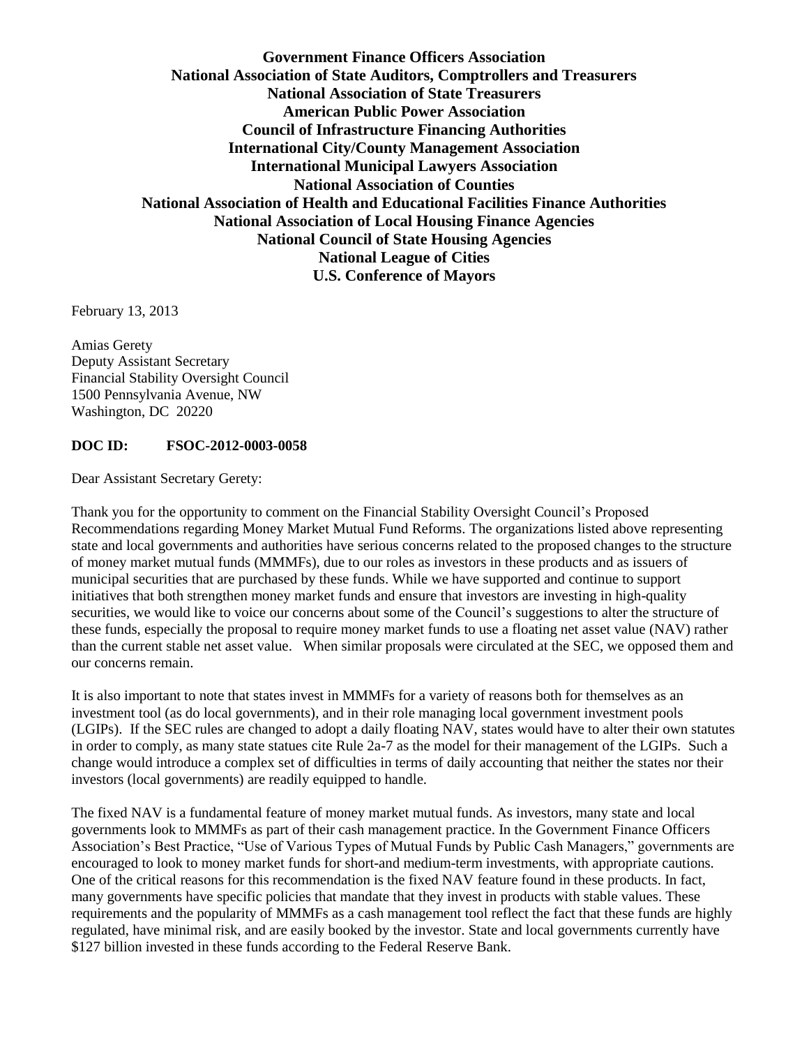**Government Finance Officers Association**
**National Association of State Auditors, Comptrollers and Treasurers**
**National Association of State Treasurers**
**American Public Power Association**
**Council of Infrastructure Financing Authorities**
**International City/County Management Association**
**International Municipal Lawyers Association**
**National Association of Counties**
**National Association of Health and Educational Facilities Finance Authorities**
**National Association of Local Housing Finance Agencies**
**National Council of State Housing Agencies**
**National League of Cities**
**U.S. Conference of Mayors**

February 13, 2013

Amias Gerety
Deputy Assistant Secretary
Financial Stability Oversight Council
1500 Pennsylvania Avenue, NW
Washington, DC 20220

**DOC ID: FSOC-2012-0003-0058**

Dear Assistant Secretary Gerety:

Thank you for the opportunity to comment on the Financial Stability Oversight Council's Proposed Recommendations regarding Money Market Mutual Fund Reforms. The organizations listed above representing state and local governments and authorities have serious concerns related to the proposed changes to the structure of money market mutual funds (MMMFs), due to our roles as investors in these products and as issuers of municipal securities that are purchased by these funds. While we have supported and continue to support initiatives that both strengthen money market funds and ensure that investors are investing in high-quality securities, we would like to voice our concerns about some of the Council's suggestions to alter the structure of these funds, especially the proposal to require money market funds to use a floating net asset value (NAV) rather than the current stable net asset value. When similar proposals were circulated at the SEC, we opposed them and our concerns remain.

It is also important to note that states invest in MMMFs for a variety of reasons both for themselves as an investment tool (as do local governments), and in their role managing local government investment pools (LGIPs). If the SEC rules are changed to adopt a daily floating NAV, states would have to alter their own statutes in order to comply, as many state statues cite Rule 2a-7 as the model for their management of the LGIPs. Such a change would introduce a complex set of difficulties in terms of daily accounting that neither the states nor their investors (local governments) are readily equipped to handle.

The fixed NAV is a fundamental feature of money market mutual funds. As investors, many state and local governments look to MMMFs as part of their cash management practice. In the Government Finance Officers Association's Best Practice, "Use of Various Types of Mutual Funds by Public Cash Managers," governments are encouraged to look to money market funds for short-and medium-term investments, with appropriate cautions. One of the critical reasons for this recommendation is the fixed NAV feature found in these products. In fact, many governments have specific policies that mandate that they invest in products with stable values. These requirements and the popularity of MMMFs as a cash management tool reflect the fact that these funds are highly regulated, have minimal risk, and are easily booked by the investor. State and local governments currently have $127 billion invested in these funds according to the Federal Reserve Bank.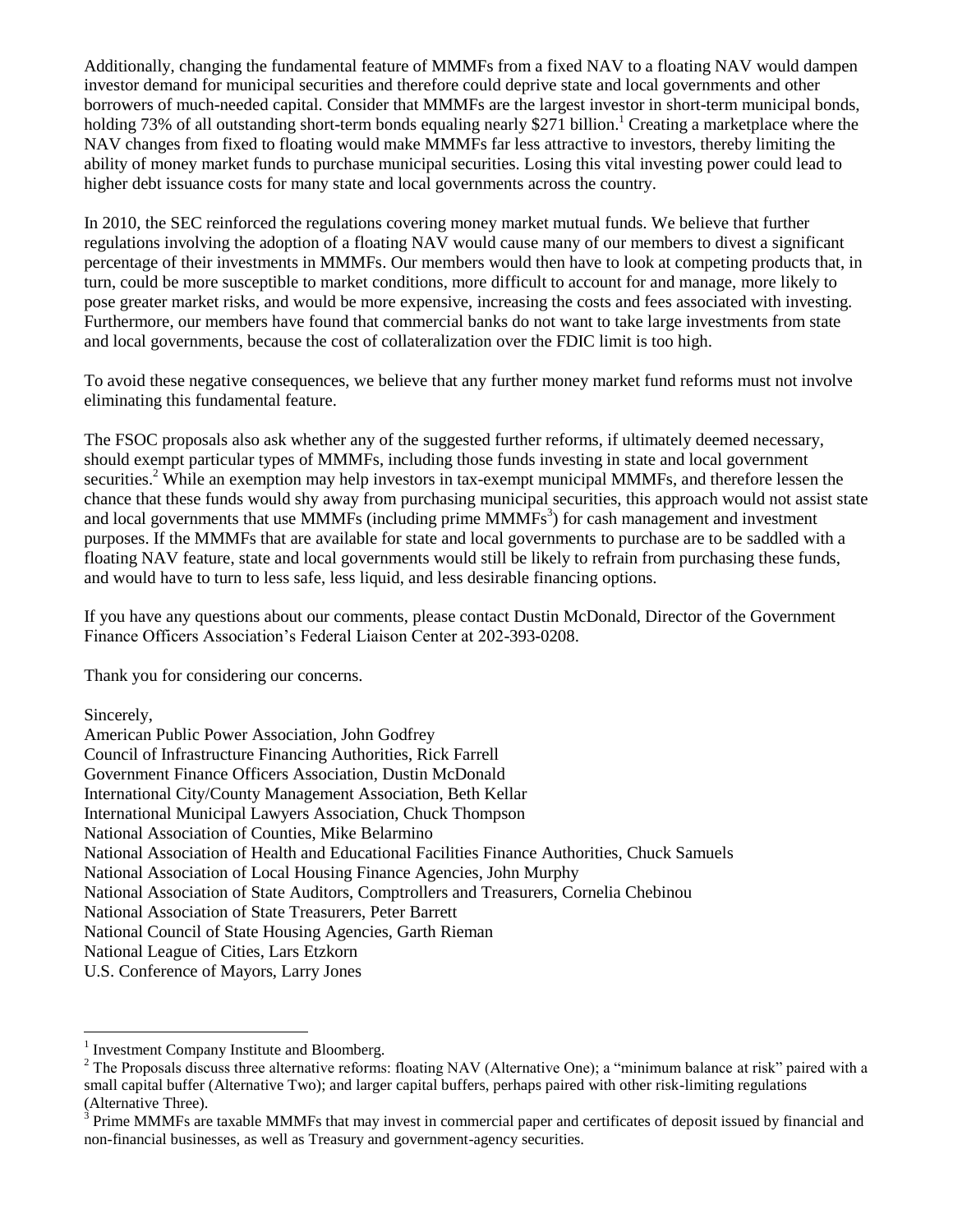Additionally, changing the fundamental feature of MMMFs from a fixed NAV to a floating NAV would dampen investor demand for municipal securities and therefore could deprive state and local governments and other borrowers of much-needed capital. Consider that MMMFs are the largest investor in short-term municipal bonds, holding 73% of all outstanding short-term bonds equaling nearly $271 billion.[1] Creating a marketplace where the NAV changes from fixed to floating would make MMMFs far less attractive to investors, thereby limiting the ability of money market funds to purchase municipal securities. Losing this vital investing power could lead to higher debt issuance costs for many state and local governments across the country.

In 2010, the SEC reinforced the regulations covering money market mutual funds. We believe that further regulations involving the adoption of a floating NAV would cause many of our members to divest a significant percentage of their investments in MMMFs. Our members would then have to look at competing products that, in turn, could be more susceptible to market conditions, more difficult to account for and manage, more likely to pose greater market risks, and would be more expensive, increasing the costs and fees associated with investing. Furthermore, our members have found that commercial banks do not want to take large investments from state and local governments, because the cost of collateralization over the FDIC limit is too high.

To avoid these negative consequences, we believe that any further money market fund reforms must not involve eliminating this fundamental feature.

The FSOC proposals also ask whether any of the suggested further reforms, if ultimately deemed necessary, should exempt particular types of MMMFs, including those funds investing in state and local government securities.[2] While an exemption may help investors in tax-exempt municipal MMMFs, and therefore lessen the chance that these funds would shy away from purchasing municipal securities, this approach would not assist state and local governments that use MMMFs (including prime MMMFs[3]) for cash management and investment purposes. If the MMMFs that are available for state and local governments to purchase are to be saddled with a floating NAV feature, state and local governments would still be likely to refrain from purchasing these funds, and would have to turn to less safe, less liquid, and less desirable financing options.

If you have any questions about our comments, please contact Dustin McDonald, Director of the Government Finance Officers Association's Federal Liaison Center at 202-393-0208.

Thank you for considering our concerns.

Sincerely,  
American Public Power Association, John Godfrey  
Council of Infrastructure Financing Authorities, Rick Farrell  
Government Finance Officers Association, Dustin McDonald  
International City/County Management Association, Beth Kellar  
International Municipal Lawyers Association, Chuck Thompson  
National Association of Counties, Mike Belarmino  
National Association of Health and Educational Facilities Finance Authorities, Chuck Samuels  
National Association of Local Housing Finance Agencies, John Murphy  
National Association of State Auditors, Comptrollers and Treasurers, Cornelia Chebinou  
National Association of State Treasurers, Peter Barrett  
National Council of State Housing Agencies, Garth Rieman  
National League of Cities, Lars Etzkorn  
U.S. Conference of Mayors, Larry Jones

---

[1] Investment Company Institute and Bloomberg.

[2] The Proposals discuss three alternative reforms: floating NAV (Alternative One); a "minimum balance at risk" paired with a small capital buffer (Alternative Two); and larger capital buffers, perhaps paired with other risk-limiting regulations (Alternative Three).

[3] Prime MMMFs are taxable MMMFs that may invest in commercial paper and certificates of deposit issued by financial and non-financial businesses, as well as Treasury and government-agency securities.